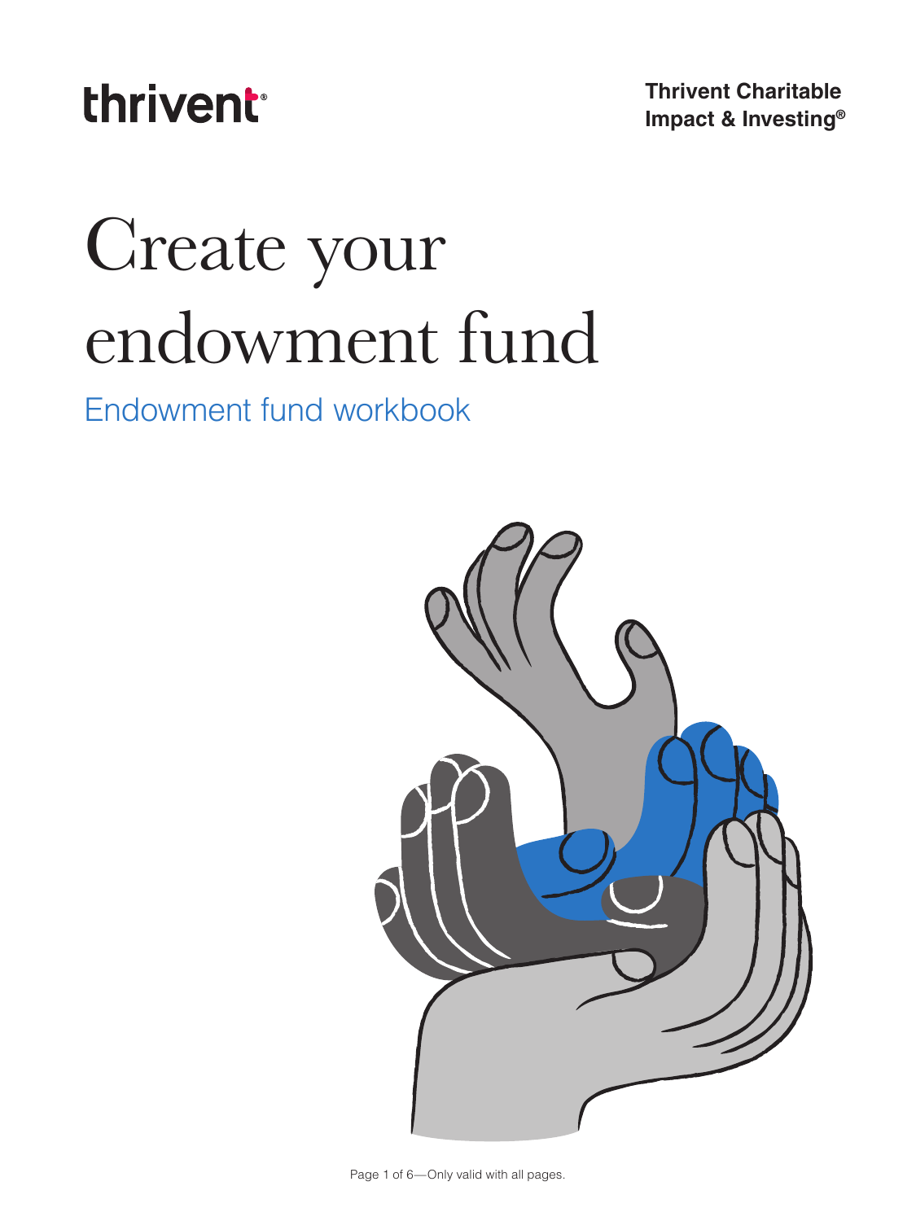thrivent

**Thrivent Charitable Impact & Investing®**

# Create your endowment fund

## Endowment fund workbook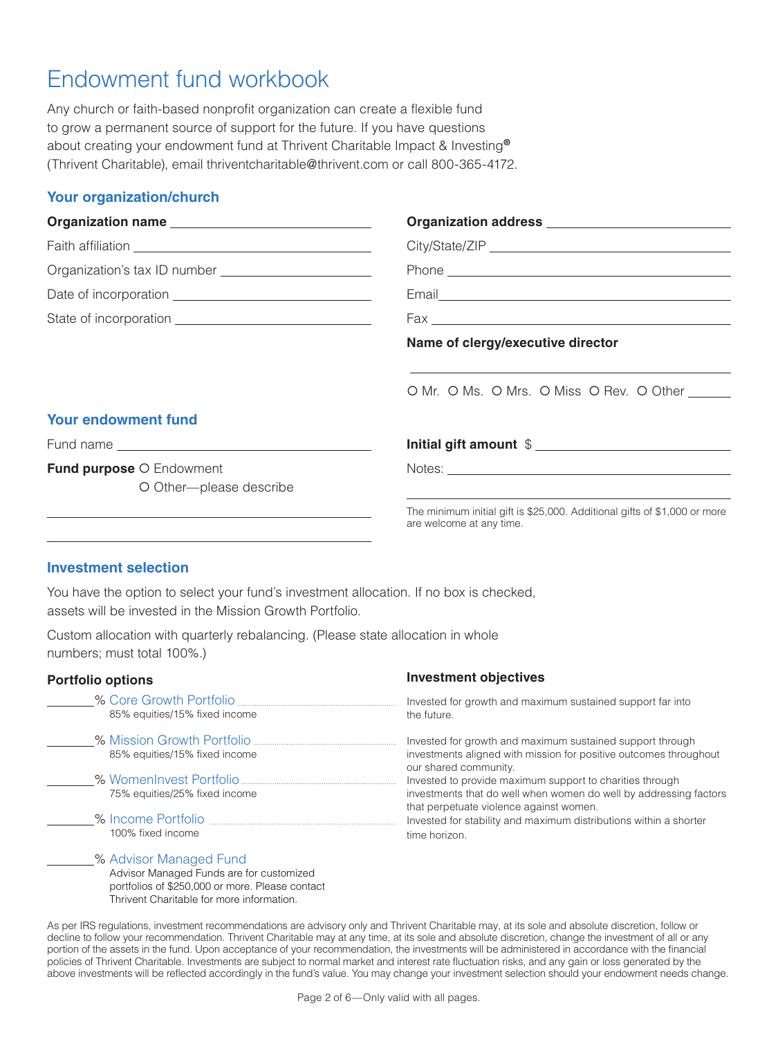# Endowment fund workbook

Any church or faith-based nonprofit organization can create a flexible fund to grow a permanent source of support for the future. If you have questions about creating your endowment fund at Thrivent Charitable Impact & Investing® (Thrivent Charitable), email thriventcharitable@thrivent.com or call 800-365-4172.

## Your organization/church

**Organization name** ____________________

Faith affiliation ____________________

Organization's tax ID number ____________________

Date of incorporation ____________________

State of incorporation ____________________

**Organization address** ____________________

City/State/ZIP ____________________

Phone ____________________

Email ____________________

Fax ____________________

**Name of clergy/executive director**

____________________

O Mr. O Ms. O Mrs. O Miss O Rev. O Other ______

## Your endowment fund

Fund name ____________________

**Fund purpose** O Endowment
O Other—please describe

____________________

____________________

**Initial gift amount** $ ____________________

Notes: ____________________

____________________

The minimum initial gift is $25,000. Additional gifts of $1,000 or more are welcome at any time.

## Investment selection

You have the option to select your fund's investment allocation. If no box is checked, assets will be invested in the Mission Growth Portfolio.

Custom allocation with quarterly rebalancing. (Please state allocation in whole numbers; must total 100%.)

| Portfolio options | Investment objectives |
|---|---|
| _______% Core Growth Portfolio<br>85% equities/15% fixed income | Invested for growth and maximum sustained support far into the future. |
| _______% Mission Growth Portfolio<br>85% equities/15% fixed income | Invested for growth and maximum sustained support through investments aligned with mission for positive outcomes throughout our shared community. |
| _______% WomenInvest Portfolio<br>75% equities/25% fixed income | Invested to provide maximum support to charities through investments that do well when women do well by addressing factors that perpetuate violence against women. |
| _______% Income Portfolio<br>100% fixed income | Invested for stability and maximum distributions within a shorter time horizon. |
| _______% Advisor Managed Fund<br>Advisor Managed Funds are for customized portfolios of $250,000 or more. Please contact Thrivent Charitable for more information. | |

As per IRS regulations, investment recommendations are advisory only and Thrivent Charitable may, at its sole and absolute discretion, follow or decline to follow your recommendation. Thrivent Charitable may at any time, at its sole and absolute discretion, change the investment of all or any portion of the assets in the fund. Upon acceptance of your recommendation, the investments will be administered in accordance with the financial policies of Thrivent Charitable. Investments are subject to normal market and interest rate fluctuation risks, and any gain or loss generated by the above investments will be reflected accordingly in the fund's value. You may change your investment selection should your endowment needs change.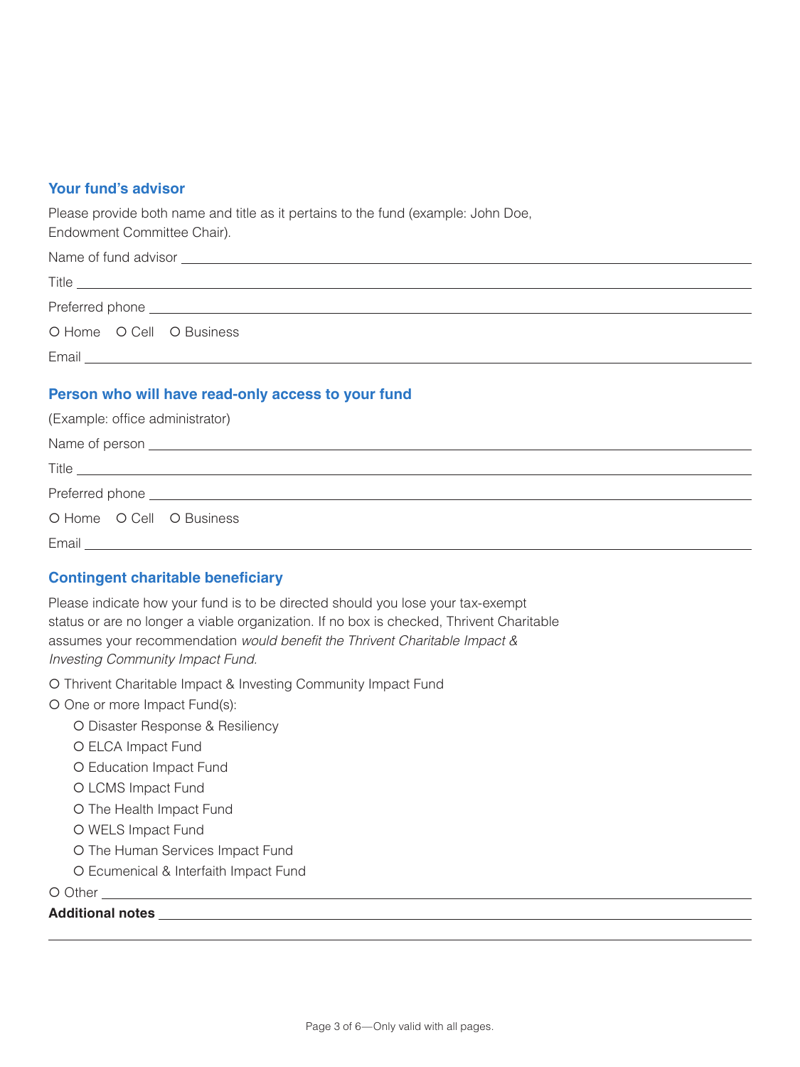## Your fund's advisor

Please provide both name and title as it pertains to the fund (example: John Doe, Endowment Committee Chair).

Name of fund advisor ______________________________

Title ______________________________

Preferred phone ______________________________

O Home O Cell O Business

Email ______________________________

## Person who will have read-only access to your fund

(Example: office administrator)

Name of person ______________________________

Title ______________________________

Preferred phone ______________________________

O Home O Cell O Business

Email ______________________________

## Contingent charitable beneficiary

Please indicate how your fund is to be directed should you lose your tax-exempt status or are no longer a viable organization. If no box is checked, Thrivent Charitable assumes your recommendation *would benefit the Thrivent Charitable Impact & Investing Community Impact Fund*.

O Thrivent Charitable Impact & Investing Community Impact Fund

O One or more Impact Fund(s):

- O Disaster Response & Resiliency
- O ELCA Impact Fund
- O Education Impact Fund
- O LCMS Impact Fund
- O The Health Impact Fund
- O WELS Impact Fund
- O The Human Services Impact Fund
- O Ecumenical & Interfaith Impact Fund

O Other ______________________________

**Additional notes** ______________________________

______________________________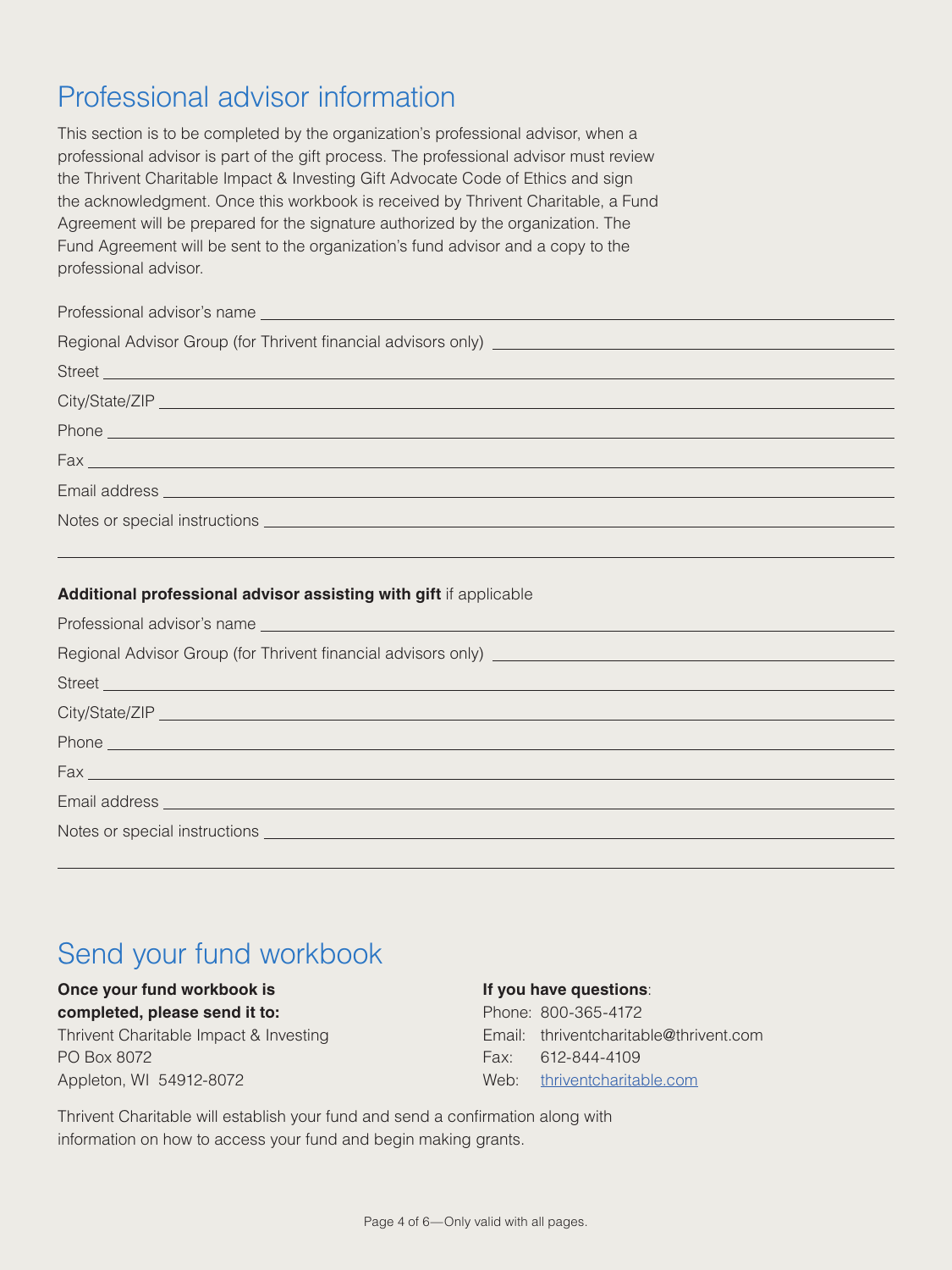## Professional advisor information

This section is to be completed by the organization's professional advisor, when a professional advisor is part of the gift process. The professional advisor must review the Thrivent Charitable Impact & Investing Gift Advocate Code of Ethics and sign the acknowledgment. Once this workbook is received by Thrivent Charitable, a Fund Agreement will be prepared for the signature authorized by the organization. The Fund Agreement will be sent to the organization's fund advisor and a copy to the professional advisor.

Professional advisor's name ______________________________

Regional Advisor Group (for Thrivent financial advisors only) ______________________________

Street ______________________________

City/State/ZIP ______________________________

Phone ______________________________

Fax ______________________________

Email address ______________________________

Notes or special instructions ______________________________

______________________________

**Additional professional advisor assisting with gift** if applicable

Professional advisor's name ______________________________

Regional Advisor Group (for Thrivent financial advisors only) ______________________________

Street ______________________________

City/State/ZIP ______________________________

Phone ______________________________

Fax ______________________________

Email address ______________________________

Notes or special instructions ______________________________

______________________________

## Send your fund workbook

**Once your fund workbook is completed, please send it to:**
Thrivent Charitable Impact & Investing
PO Box 8072
Appleton, WI 54912-8072

**If you have questions**:
Phone: 800-365-4172
Email: thriventcharitable@thrivent.com
Fax: 612-844-4109
Web: thriventcharitable.com

Thrivent Charitable will establish your fund and send a confirmation along with information on how to access your fund and begin making grants.

Only valid with all pages.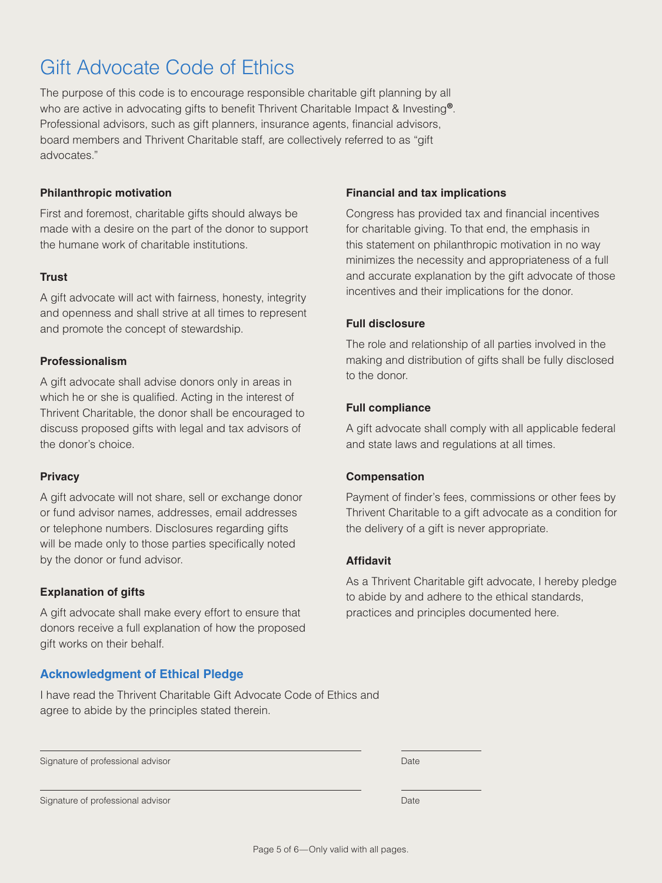# Gift Advocate Code of Ethics

The purpose of this code is to encourage responsible charitable gift planning by all who are active in advocating gifts to benefit Thrivent Charitable Impact & Investing®. Professional advisors, such as gift planners, insurance agents, financial advisors, board members and Thrivent Charitable staff, are collectively referred to as "gift advocates."

**Philanthropic motivation**

First and foremost, charitable gifts should always be made with a desire on the part of the donor to support the humane work of charitable institutions.

**Trust**

A gift advocate will act with fairness, honesty, integrity and openness and shall strive at all times to represent and promote the concept of stewardship.

**Professionalism**

A gift advocate shall advise donors only in areas in which he or she is qualified. Acting in the interest of Thrivent Charitable, the donor shall be encouraged to discuss proposed gifts with legal and tax advisors of the donor's choice.

**Privacy**

A gift advocate will not share, sell or exchange donor or fund advisor names, addresses, email addresses or telephone numbers. Disclosures regarding gifts will be made only to those parties specifically noted by the donor or fund advisor.

**Explanation of gifts**

A gift advocate shall make every effort to ensure that donors receive a full explanation of how the proposed gift works on their behalf.

**Financial and tax implications**

Congress has provided tax and financial incentives for charitable giving. To that end, the emphasis in this statement on philanthropic motivation in no way minimizes the necessity and appropriateness of a full and accurate explanation by the gift advocate of those incentives and their implications for the donor.

**Full disclosure**

The role and relationship of all parties involved in the making and distribution of gifts shall be fully disclosed to the donor.

**Full compliance**

A gift advocate shall comply with all applicable federal and state laws and regulations at all times.

**Compensation**

Payment of finder's fees, commissions or other fees by Thrivent Charitable to a gift advocate as a condition for the delivery of a gift is never appropriate.

**Affidavit**

As a Thrivent Charitable gift advocate, I hereby pledge to abide by and adhere to the ethical standards, practices and principles documented here.

## Acknowledgment of Ethical Pledge

I have read the Thrivent Charitable Gift Advocate Code of Ethics and agree to abide by the principles stated therein.

Signature of professional advisor _______________ Date _______________

Signature of professional advisor _______________ Date _______________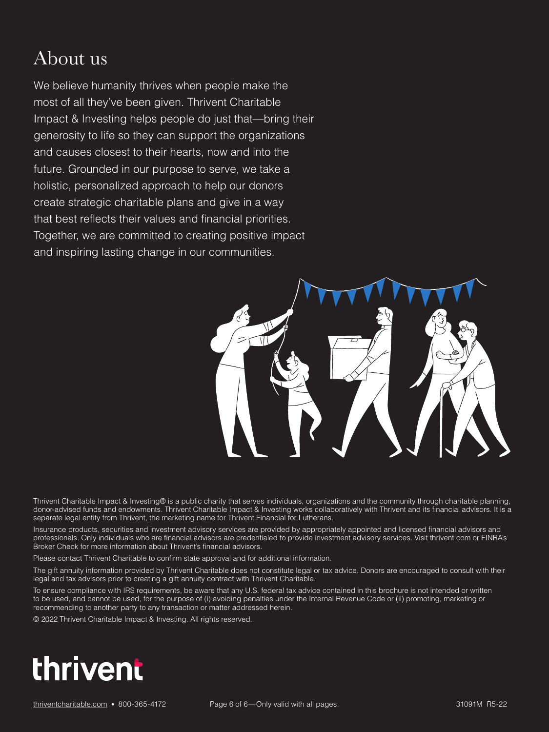## About us

We believe humanity thrives when people make the most of all they've been given. Thrivent Charitable Impact & Investing helps people do just that—bring their generosity to life so they can support the organizations and causes closest to their hearts, now and into the future. Grounded in our purpose to serve, we take a holistic, personalized approach to help our donors create strategic charitable plans and give in a way that best reflects their values and financial priorities. Together, we are committed to creating positive impact and inspiring lasting change in our communities.

Thrivent Charitable Impact & Investing® is a public charity that serves individuals, organizations and the community through charitable planning, donor-advised funds and endowments. Thrivent Charitable Impact & Investing works collaboratively with Thrivent and its financial advisors. It is a separate legal entity from Thrivent, the marketing name for Thrivent Financial for Lutherans.

Insurance products, securities and investment advisory services are provided by appropriately appointed and licensed financial advisors and professionals. Only individuals who are financial advisors are credentialed to provide investment advisory services. Visit thrivent.com or FINRA's Broker Check for more information about Thrivent's financial advisors.

Please contact Thrivent Charitable to confirm state approval and for additional information.

The gift annuity information provided by Thrivent Charitable does not constitute legal or tax advice. Donors are encouraged to consult with their legal and tax advisors prior to creating a gift annuity contract with Thrivent Charitable.

To ensure compliance with IRS requirements, be aware that any U.S. federal tax advice contained in this brochure is not intended or written to be used, and cannot be used, for the purpose of (i) avoiding penalties under the Internal Revenue Code or (ii) promoting, marketing or recommending to another party to any transaction or matter addressed herein.

© 2022 Thrivent Charitable Impact & Investing. All rights reserved.

thrivent

thriventcharitable.com • 800-365-4172

Only valid with all pages.

31091M R5-22